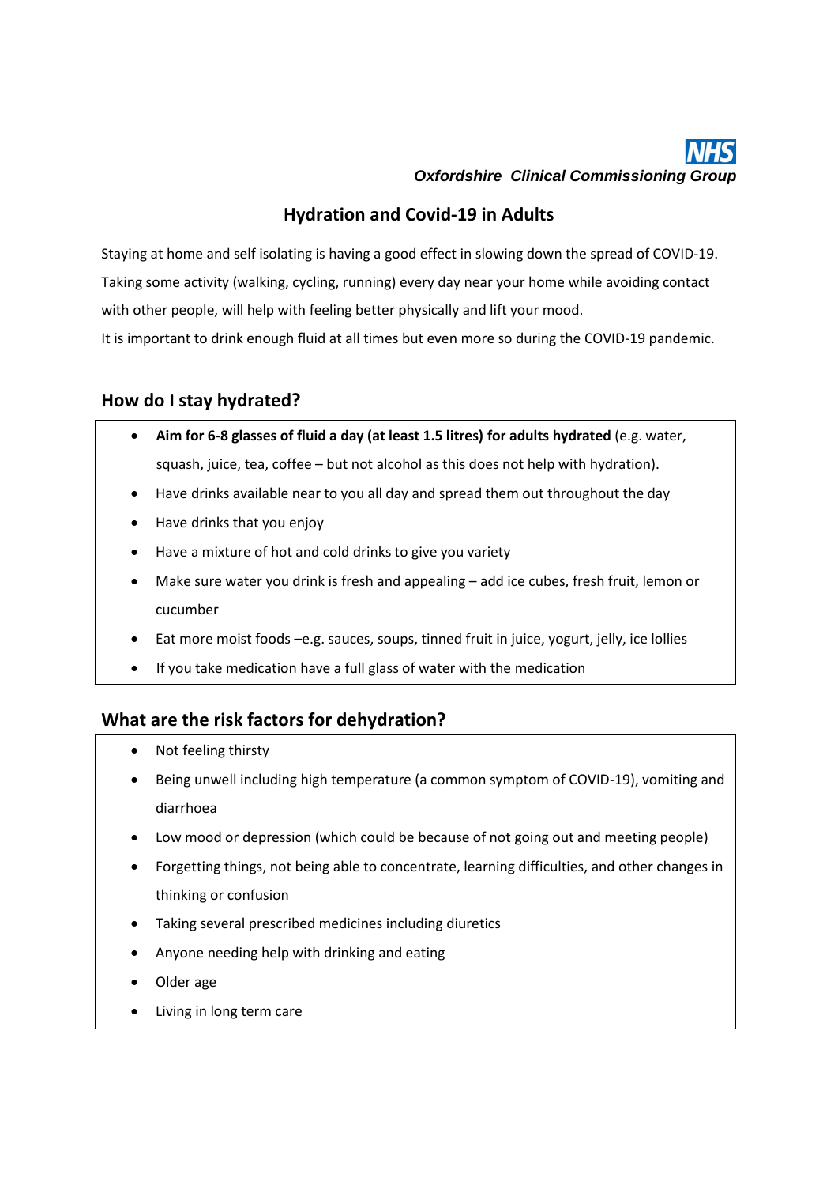NHS

***Oxfordshire Clinical Commissioning Group***

# Hydration and Covid-19 in Adults

Staying at home and self isolating is having a good effect in slowing down the spread of COVID-19. Taking some activity (walking, cycling, running) every day near your home while avoiding contact with other people, will help with feeling better physically and lift your mood.

It is important to drink enough fluid at all times but even more so during the COVID-19 pandemic.

## How do I stay hydrated?

- **Aim for 6-8 glasses of fluid a day (at least 1.5 litres) for adults hydrated** (e.g. water, squash, juice, tea, coffee – but not alcohol as this does not help with hydration).
- Have drinks available near to you all day and spread them out throughout the day
- Have drinks that you enjoy
- Have a mixture of hot and cold drinks to give you variety
- Make sure water you drink is fresh and appealing – add ice cubes, fresh fruit, lemon or cucumber
- Eat more moist foods –e.g. sauces, soups, tinned fruit in juice, yogurt, jelly, ice lollies
- If you take medication have a full glass of water with the medication

## What are the risk factors for dehydration?

- Not feeling thirsty
- Being unwell including high temperature (a common symptom of COVID-19), vomiting and diarrhoea
- Low mood or depression (which could be because of not going out and meeting people)
- Forgetting things, not being able to concentrate, learning difficulties, and other changes in thinking or confusion
- Taking several prescribed medicines including diuretics
- Anyone needing help with drinking and eating
- Older age
- Living in long term care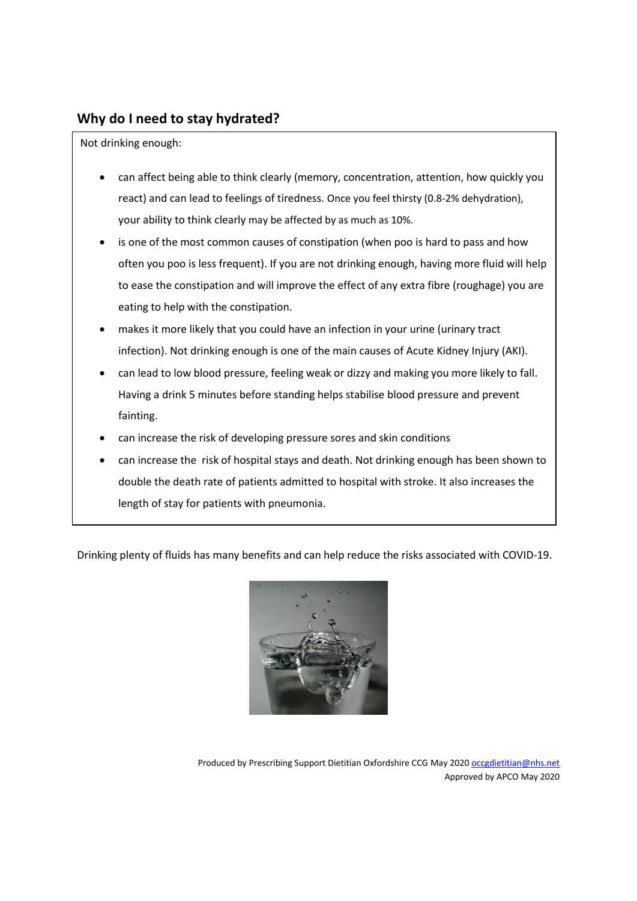## Why do I need to stay hydrated?

Not drinking enough:

- can affect being able to think clearly (memory, concentration, attention, how quickly you react) and can lead to feelings of tiredness. Once you feel thirsty (0.8-2% dehydration), your ability to think clearly may be affected by as much as 10%.
- is one of the most common causes of constipation (when poo is hard to pass and how often you poo is less frequent). If you are not drinking enough, having more fluid will help to ease the constipation and will improve the effect of any extra fibre (roughage) you are eating to help with the constipation.
- makes it more likely that you could have an infection in your urine (urinary tract infection). Not drinking enough is one of the main causes of Acute Kidney Injury (AKI).
- can lead to low blood pressure, feeling weak or dizzy and making you more likely to fall. Having a drink 5 minutes before standing helps stabilise blood pressure and prevent fainting.
- can increase the risk of developing pressure sores and skin conditions
- can increase the risk of hospital stays and death. Not drinking enough has been shown to double the death rate of patients admitted to hospital with stroke. It also increases the length of stay for patients with pneumonia.

Drinking plenty of fluids has many benefits and can help reduce the risks associated with COVID-19.

Produced by Prescribing Support Dietitian Oxfordshire CCG May 2020 occgdietitian@nhs.net
Approved by APCO May 2020